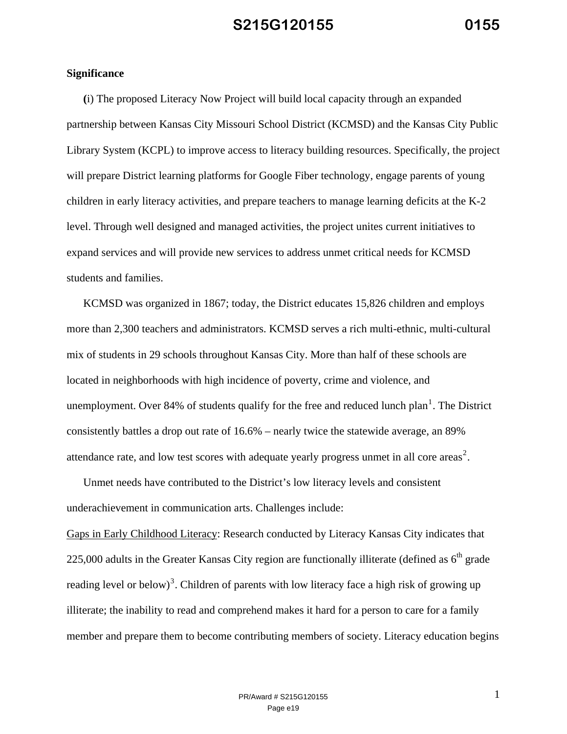**Significance**

(i) The proposed Literacy Now Project will build local capacity through an expanded partnership between Kansas City Missouri School District (KCMSD) and the Kansas City Public Library System (KCPL) to improve access to literacy building resources. Specifically, the project will prepare District learning platforms for Google Fiber technology, engage parents of young children in early literacy activities, and prepare teachers to manage learning deficits at the K-2 level. Through well designed and managed activities, the project unites current initiatives to expand services and will provide new services to address unmet critical needs for KCMSD students and families.

KCMSD was organized in 1867; today, the District educates 15,826 children and employs more than 2,300 teachers and administrators. KCMSD serves a rich multi-ethnic, multi-cultural mix of students in 29 schools throughout Kansas City. More than half of these schools are located in neighborhoods with high incidence of poverty, crime and violence, and unemployment. Over 84% of students qualify for the free and reduced lunch plan[1]. The District consistently battles a drop out rate of 16.6% – nearly twice the statewide average, an 89% attendance rate, and low test scores with adequate yearly progress unmet in all core areas[2].

Unmet needs have contributed to the District's low literacy levels and consistent underachievement in communication arts. Challenges include:

Gaps in Early Childhood Literacy: Research conducted by Literacy Kansas City indicates that 225,000 adults in the Greater Kansas City region are functionally illiterate (defined as 6th grade reading level or below)[3]. Children of parents with low literacy face a high risk of growing up illiterate; the inability to read and comprehend makes it hard for a person to care for a family member and prepare them to become contributing members of society. Literacy education begins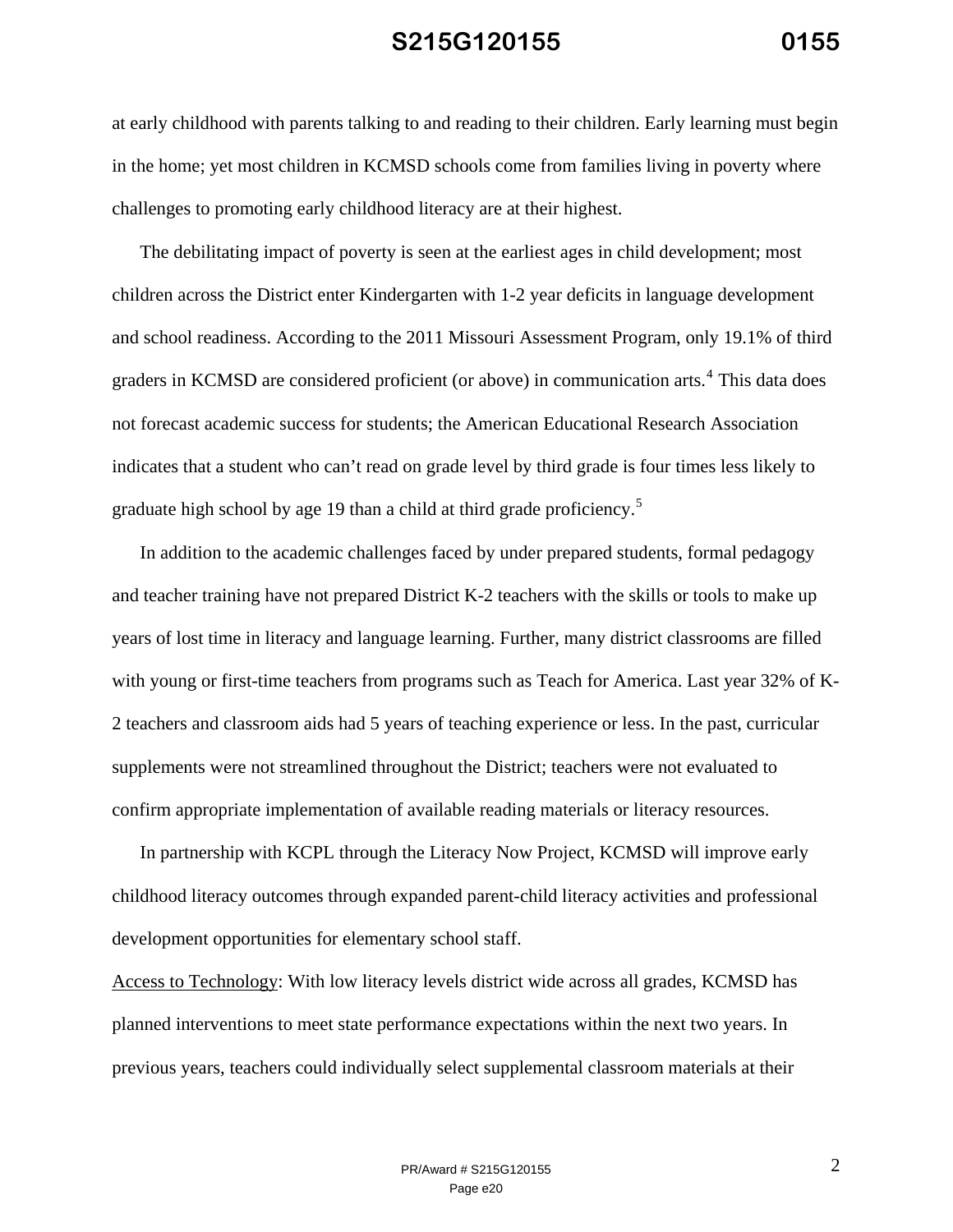at early childhood with parents talking to and reading to their children. Early learning must begin in the home; yet most children in KCMSD schools come from families living in poverty where challenges to promoting early childhood literacy are at their highest.

The debilitating impact of poverty is seen at the earliest ages in child development; most children across the District enter Kindergarten with 1-2 year deficits in language development and school readiness. According to the 2011 Missouri Assessment Program, only 19.1% of third graders in KCMSD are considered proficient (or above) in communication arts.[4] This data does not forecast academic success for students; the American Educational Research Association indicates that a student who can't read on grade level by third grade is four times less likely to graduate high school by age 19 than a child at third grade proficiency.[5]

In addition to the academic challenges faced by under prepared students, formal pedagogy and teacher training have not prepared District K-2 teachers with the skills or tools to make up years of lost time in literacy and language learning. Further, many district classrooms are filled with young or first-time teachers from programs such as Teach for America. Last year 32% of K-2 teachers and classroom aids had 5 years of teaching experience or less. In the past, curricular supplements were not streamlined throughout the District; teachers were not evaluated to confirm appropriate implementation of available reading materials or literacy resources.

In partnership with KCPL through the Literacy Now Project, KCMSD will improve early childhood literacy outcomes through expanded parent-child literacy activities and professional development opportunities for elementary school staff.

Access to Technology: With low literacy levels district wide across all grades, KCMSD has planned interventions to meet state performance expectations within the next two years. In previous years, teachers could individually select supplemental classroom materials at their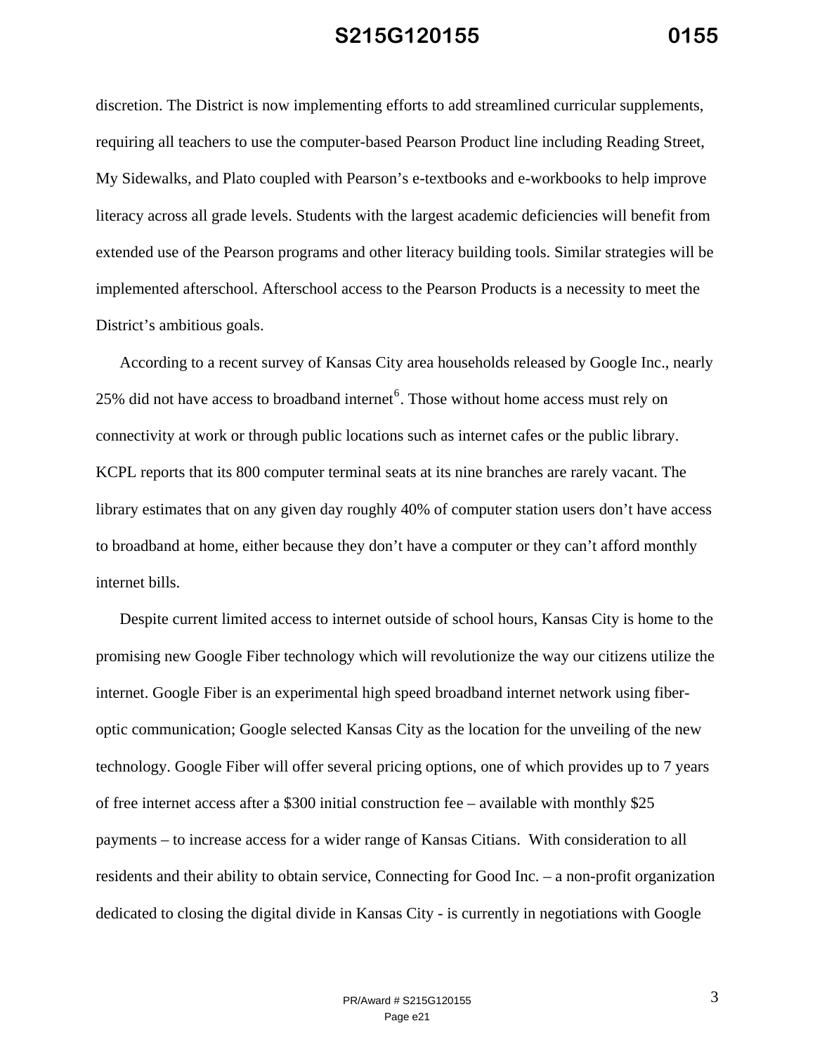discretion. The District is now implementing efforts to add streamlined curricular supplements, requiring all teachers to use the computer-based Pearson Product line including Reading Street, My Sidewalks, and Plato coupled with Pearson's e-textbooks and e-workbooks to help improve literacy across all grade levels. Students with the largest academic deficiencies will benefit from extended use of the Pearson programs and other literacy building tools. Similar strategies will be implemented afterschool. Afterschool access to the Pearson Products is a necessity to meet the District's ambitious goals.

According to a recent survey of Kansas City area households released by Google Inc., nearly 25% did not have access to broadband internet[6]. Those without home access must rely on connectivity at work or through public locations such as internet cafes or the public library. KCPL reports that its 800 computer terminal seats at its nine branches are rarely vacant. The library estimates that on any given day roughly 40% of computer station users don't have access to broadband at home, either because they don't have a computer or they can't afford monthly internet bills.

Despite current limited access to internet outside of school hours, Kansas City is home to the promising new Google Fiber technology which will revolutionize the way our citizens utilize the internet. Google Fiber is an experimental high speed broadband internet network using fiber-optic communication; Google selected Kansas City as the location for the unveiling of the new technology. Google Fiber will offer several pricing options, one of which provides up to 7 years of free internet access after a $300 initial construction fee – available with monthly $25 payments – to increase access for a wider range of Kansas Citians. With consideration to all residents and their ability to obtain service, Connecting for Good Inc. – a non-profit organization dedicated to closing the digital divide in Kansas City - is currently in negotiations with Google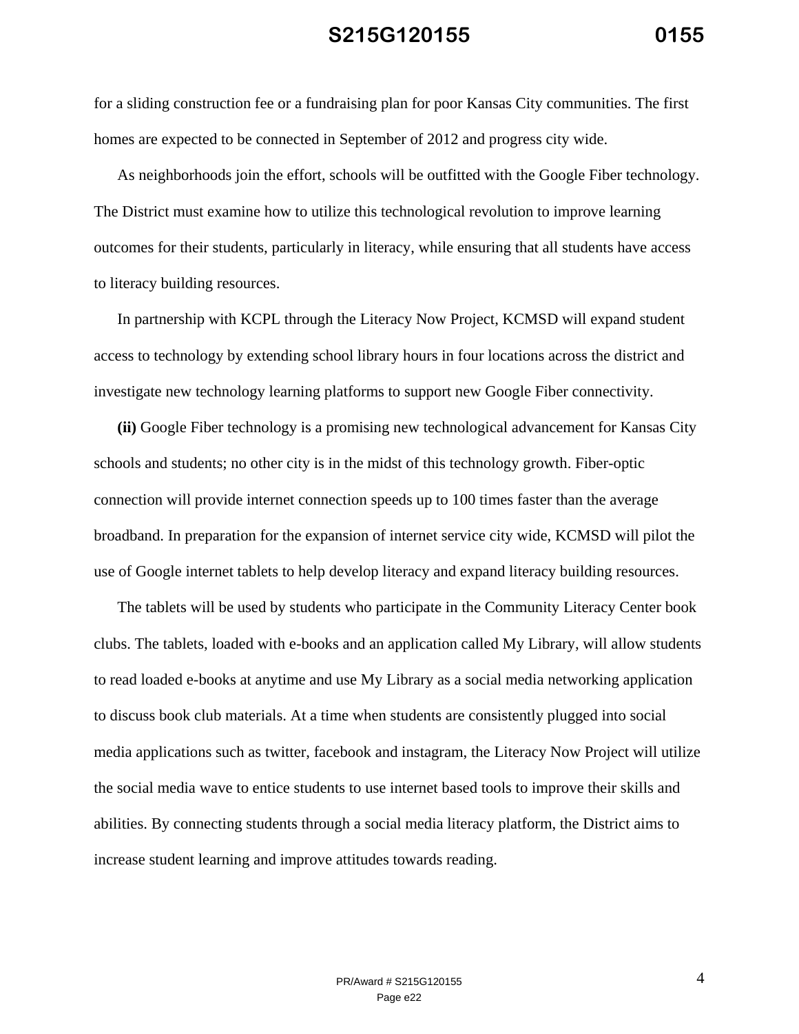for a sliding construction fee or a fundraising plan for poor Kansas City communities. The first homes are expected to be connected in September of 2012 and progress city wide.

As neighborhoods join the effort, schools will be outfitted with the Google Fiber technology. The District must examine how to utilize this technological revolution to improve learning outcomes for their students, particularly in literacy, while ensuring that all students have access to literacy building resources.

In partnership with KCPL through the Literacy Now Project, KCMSD will expand student access to technology by extending school library hours in four locations across the district and investigate new technology learning platforms to support new Google Fiber connectivity.

**(ii)** Google Fiber technology is a promising new technological advancement for Kansas City schools and students; no other city is in the midst of this technology growth. Fiber-optic connection will provide internet connection speeds up to 100 times faster than the average broadband. In preparation for the expansion of internet service city wide, KCMSD will pilot the use of Google internet tablets to help develop literacy and expand literacy building resources.

The tablets will be used by students who participate in the Community Literacy Center book clubs. The tablets, loaded with e-books and an application called My Library, will allow students to read loaded e-books at anytime and use My Library as a social media networking application to discuss book club materials. At a time when students are consistently plugged into social media applications such as twitter, facebook and instagram, the Literacy Now Project will utilize the social media wave to entice students to use internet based tools to improve their skills and abilities. By connecting students through a social media literacy platform, the District aims to increase student learning and improve attitudes towards reading.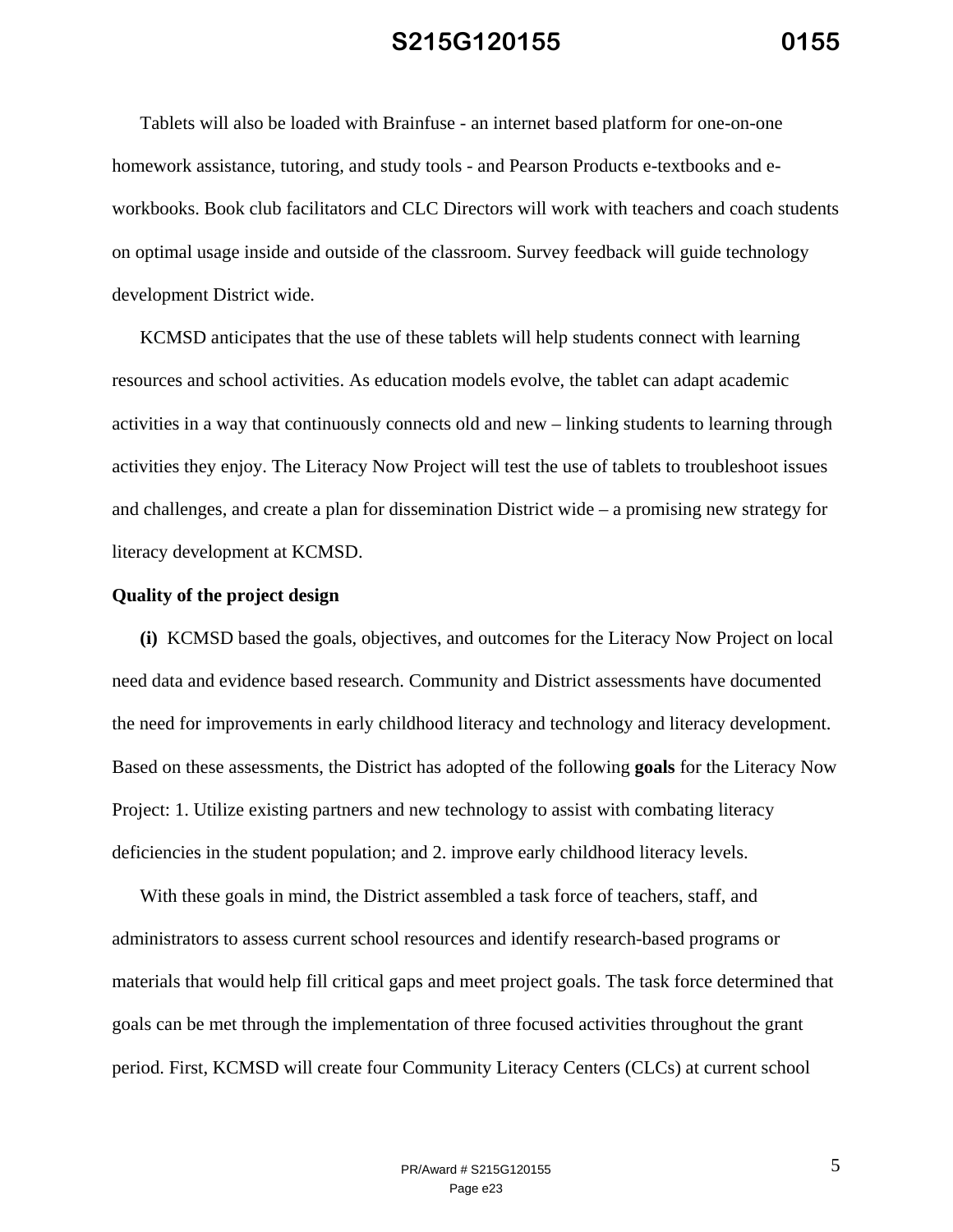Tablets will also be loaded with Brainfuse - an internet based platform for one-on-one homework assistance, tutoring, and study tools - and Pearson Products e-textbooks and e-workbooks. Book club facilitators and CLC Directors will work with teachers and coach students on optimal usage inside and outside of the classroom. Survey feedback will guide technology development District wide.

KCMSD anticipates that the use of these tablets will help students connect with learning resources and school activities. As education models evolve, the tablet can adapt academic activities in a way that continuously connects old and new – linking students to learning through activities they enjoy. The Literacy Now Project will test the use of tablets to troubleshoot issues and challenges, and create a plan for dissemination District wide – a promising new strategy for literacy development at KCMSD.

**Quality of the project design**

**(i)** KCMSD based the goals, objectives, and outcomes for the Literacy Now Project on local need data and evidence based research. Community and District assessments have documented the need for improvements in early childhood literacy and technology and literacy development. Based on these assessments, the District has adopted of the following **goals** for the Literacy Now Project: 1. Utilize existing partners and new technology to assist with combating literacy deficiencies in the student population; and 2. improve early childhood literacy levels.

With these goals in mind, the District assembled a task force of teachers, staff, and administrators to assess current school resources and identify research-based programs or materials that would help fill critical gaps and meet project goals. The task force determined that goals can be met through the implementation of three focused activities throughout the grant period. First, KCMSD will create four Community Literacy Centers (CLCs) at current school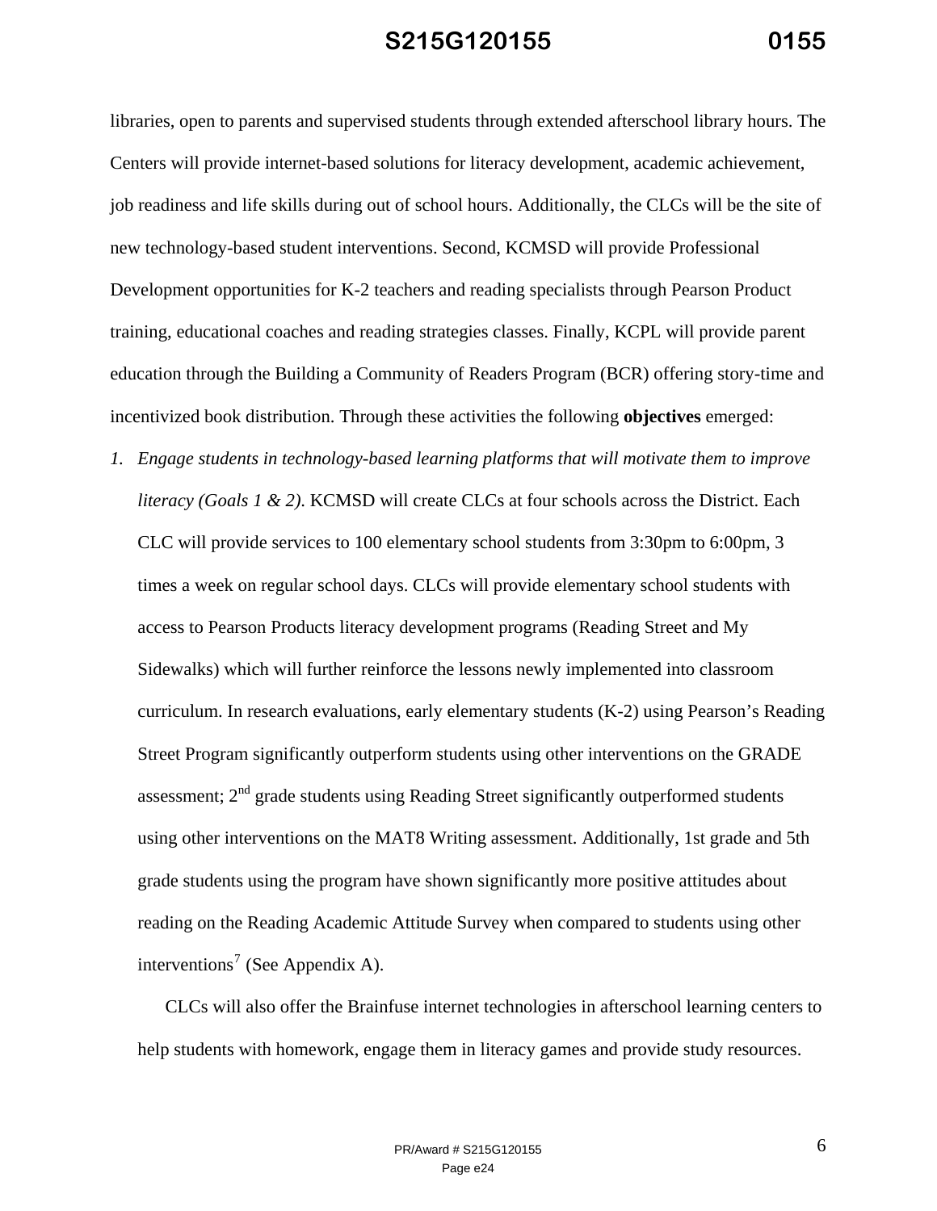libraries, open to parents and supervised students through extended afterschool library hours. The Centers will provide internet-based solutions for literacy development, academic achievement, job readiness and life skills during out of school hours. Additionally, the CLCs will be the site of new technology-based student interventions. Second, KCMSD will provide Professional Development opportunities for K-2 teachers and reading specialists through Pearson Product training, educational coaches and reading strategies classes. Finally, KCPL will provide parent education through the Building a Community of Readers Program (BCR) offering story-time and incentivized book distribution. Through these activities the following **objectives** emerged:

1. *Engage students in technology-based learning platforms that will motivate them to improve literacy (Goals 1 & 2).* KCMSD will create CLCs at four schools across the District. Each CLC will provide services to 100 elementary school students from 3:30pm to 6:00pm, 3 times a week on regular school days. CLCs will provide elementary school students with access to Pearson Products literacy development programs (Reading Street and My Sidewalks) which will further reinforce the lessons newly implemented into classroom curriculum. In research evaluations, early elementary students (K-2) using Pearson's Reading Street Program significantly outperform students using other interventions on the GRADE assessment; 2nd grade students using Reading Street significantly outperformed students using other interventions on the MAT8 Writing assessment. Additionally, 1st grade and 5th grade students using the program have shown significantly more positive attitudes about reading on the Reading Academic Attitude Survey when compared to students using other interventions[7] (See Appendix A).

   CLCs will also offer the Brainfuse internet technologies in afterschool learning centers to help students with homework, engage them in literacy games and provide study resources.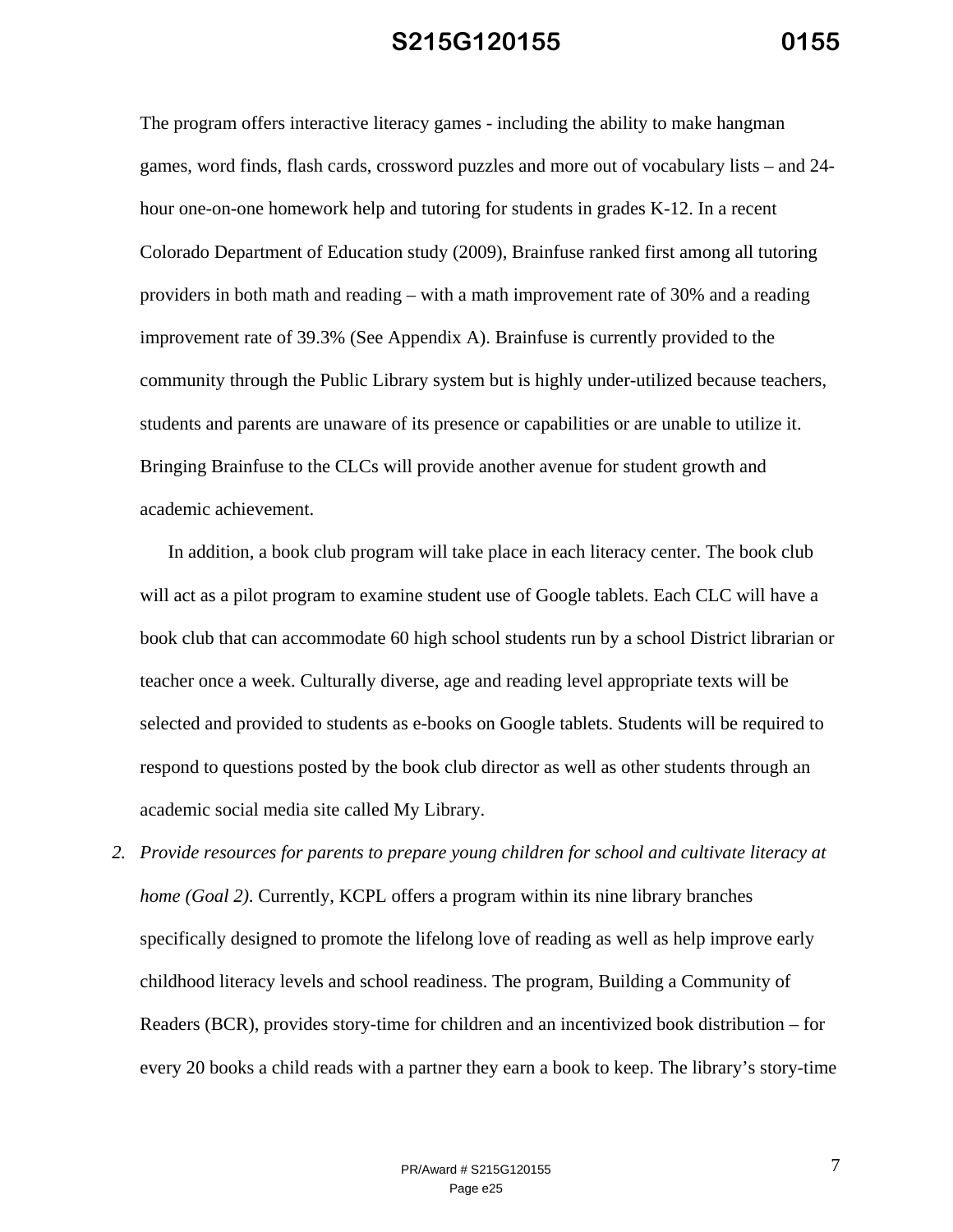The program offers interactive literacy games - including the ability to make hangman games, word finds, flash cards, crossword puzzles and more out of vocabulary lists – and 24-hour one-on-one homework help and tutoring for students in grades K-12. In a recent Colorado Department of Education study (2009), Brainfuse ranked first among all tutoring providers in both math and reading – with a math improvement rate of 30% and a reading improvement rate of 39.3% (See Appendix A). Brainfuse is currently provided to the community through the Public Library system but is highly under-utilized because teachers, students and parents are unaware of its presence or capabilities or are unable to utilize it. Bringing Brainfuse to the CLCs will provide another avenue for student growth and academic achievement.

In addition, a book club program will take place in each literacy center. The book club will act as a pilot program to examine student use of Google tablets. Each CLC will have a book club that can accommodate 60 high school students run by a school District librarian or teacher once a week. Culturally diverse, age and reading level appropriate texts will be selected and provided to students as e-books on Google tablets. Students will be required to respond to questions posted by the book club director as well as other students through an academic social media site called My Library.

2. *Provide resources for parents to prepare young children for school and cultivate literacy at home (Goal 2).* Currently, KCPL offers a program within its nine library branches specifically designed to promote the lifelong love of reading as well as help improve early childhood literacy levels and school readiness. The program, Building a Community of Readers (BCR), provides story-time for children and an incentivized book distribution – for every 20 books a child reads with a partner they earn a book to keep. The library's story-time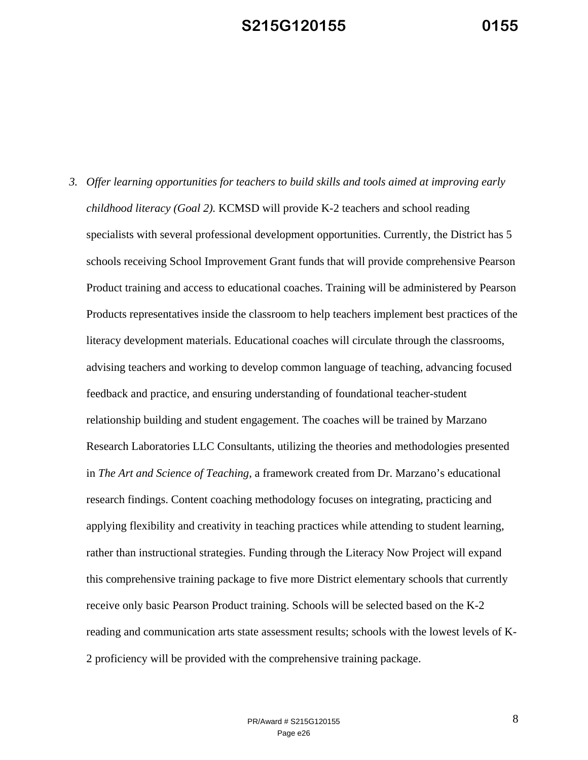3. *Offer learning opportunities for teachers to build skills and tools aimed at improving early childhood literacy (Goal 2).* KCMSD will provide K-2 teachers and school reading specialists with several professional development opportunities. Currently, the District has 5 schools receiving School Improvement Grant funds that will provide comprehensive Pearson Product training and access to educational coaches. Training will be administered by Pearson Products representatives inside the classroom to help teachers implement best practices of the literacy development materials. Educational coaches will circulate through the classrooms, advising teachers and working to develop common language of teaching, advancing focused feedback and practice, and ensuring understanding of foundational teacher-student relationship building and student engagement. The coaches will be trained by Marzano Research Laboratories LLC Consultants, utilizing the theories and methodologies presented in *The Art and Science of Teaching*, a framework created from Dr. Marzano's educational research findings. Content coaching methodology focuses on integrating, practicing and applying flexibility and creativity in teaching practices while attending to student learning, rather than instructional strategies. Funding through the Literacy Now Project will expand this comprehensive training package to five more District elementary schools that currently receive only basic Pearson Product training. Schools will be selected based on the K-2 reading and communication arts state assessment results; schools with the lowest levels of K-2 proficiency will be provided with the comprehensive training package.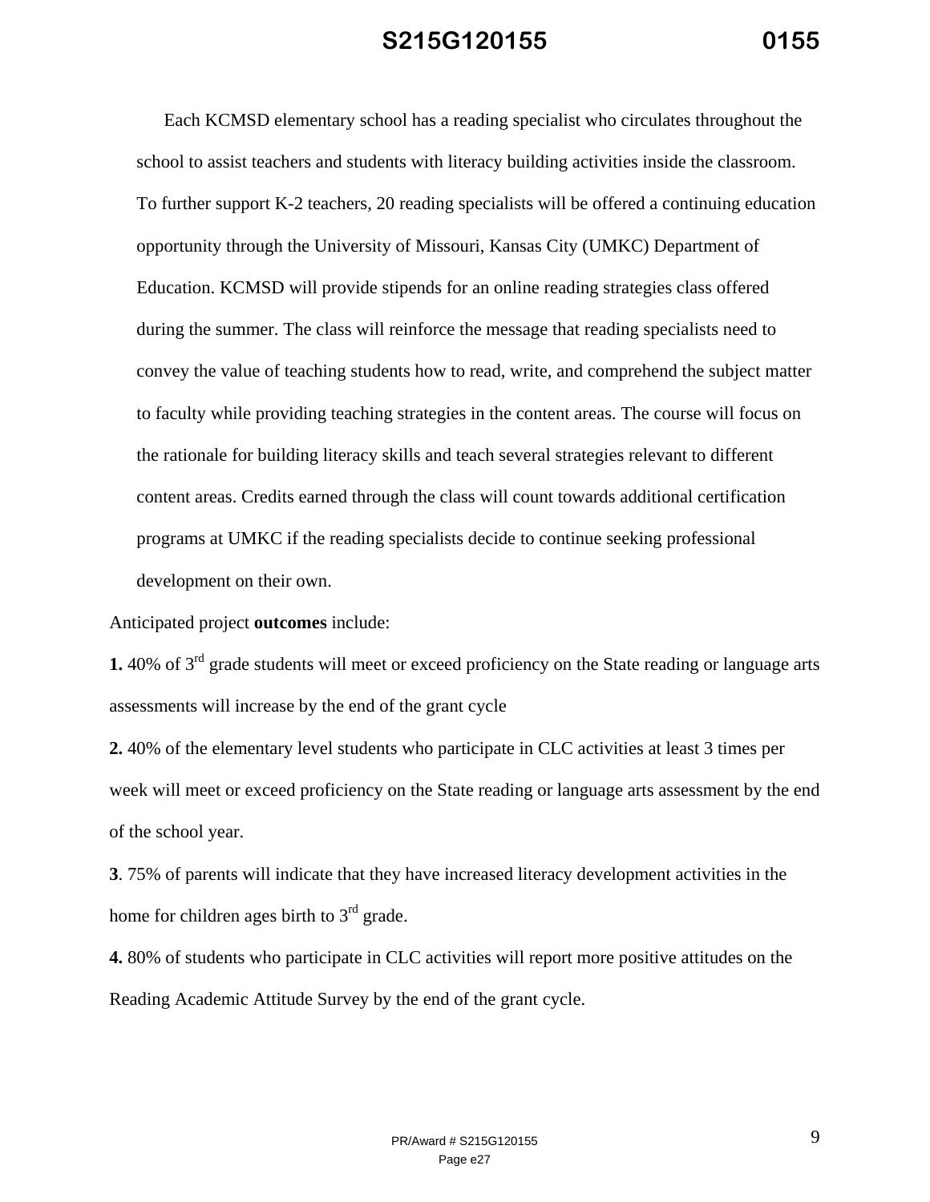Each KCMSD elementary school has a reading specialist who circulates throughout the school to assist teachers and students with literacy building activities inside the classroom. To further support K-2 teachers, 20 reading specialists will be offered a continuing education opportunity through the University of Missouri, Kansas City (UMKC) Department of Education. KCMSD will provide stipends for an online reading strategies class offered during the summer. The class will reinforce the message that reading specialists need to convey the value of teaching students how to read, write, and comprehend the subject matter to faculty while providing teaching strategies in the content areas. The course will focus on the rationale for building literacy skills and teach several strategies relevant to different content areas. Credits earned through the class will count towards additional certification programs at UMKC if the reading specialists decide to continue seeking professional development on their own.

Anticipated project **outcomes** include:

**1.** 40% of 3rd grade students will meet or exceed proficiency on the State reading or language arts assessments will increase by the end of the grant cycle

**2.** 40% of the elementary level students who participate in CLC activities at least 3 times per week will meet or exceed proficiency on the State reading or language arts assessment by the end of the school year.

**3**. 75% of parents will indicate that they have increased literacy development activities in the home for children ages birth to 3rd grade.

**4.** 80% of students who participate in CLC activities will report more positive attitudes on the Reading Academic Attitude Survey by the end of the grant cycle.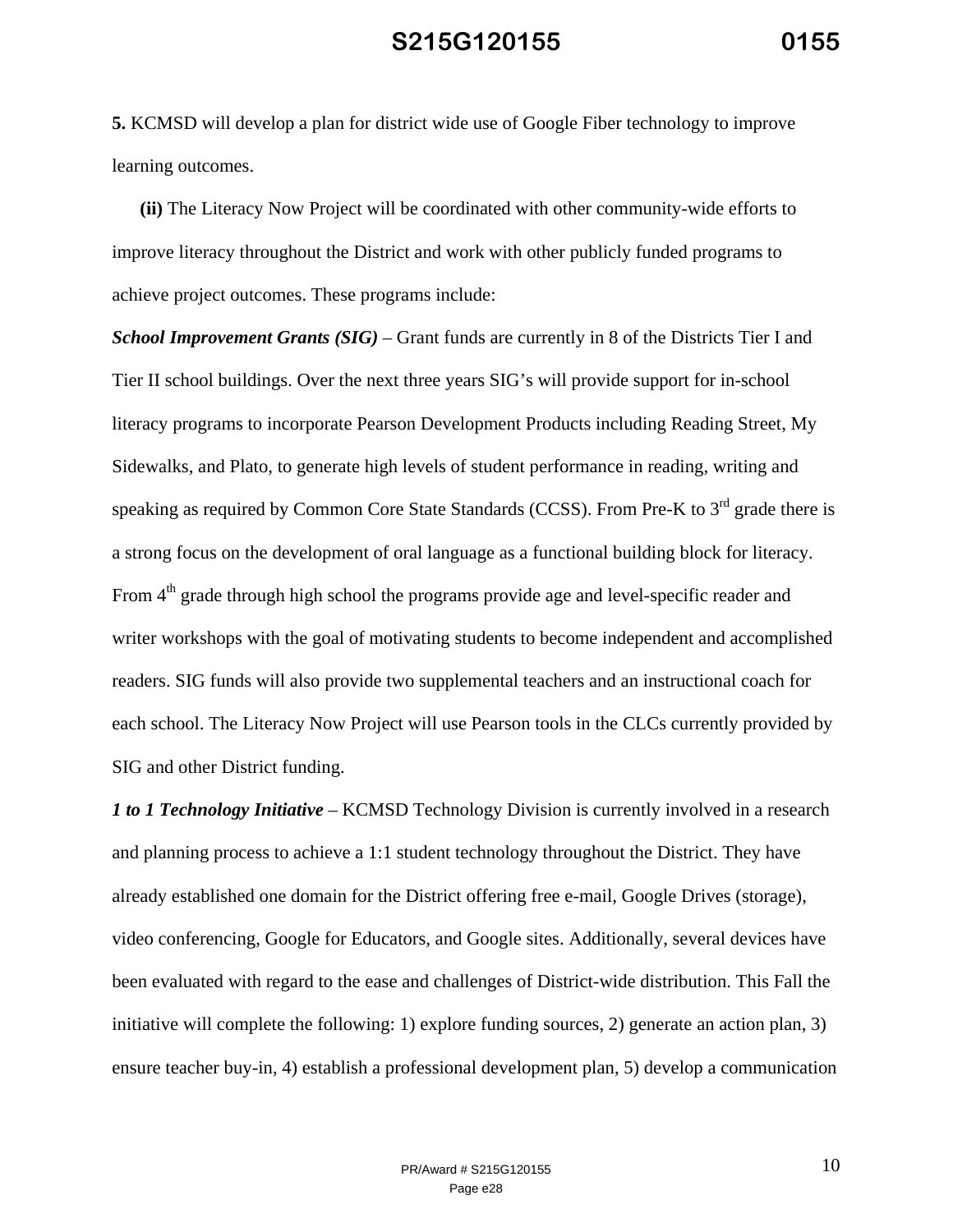**5.** KCMSD will develop a plan for district wide use of Google Fiber technology to improve learning outcomes.

**(ii)** The Literacy Now Project will be coordinated with other community-wide efforts to improve literacy throughout the District and work with other publicly funded programs to achieve project outcomes. These programs include:

***School Improvement Grants (SIG)*** – Grant funds are currently in 8 of the Districts Tier I and Tier II school buildings. Over the next three years SIG's will provide support for in-school literacy programs to incorporate Pearson Development Products including Reading Street, My Sidewalks, and Plato, to generate high levels of student performance in reading, writing and speaking as required by Common Core State Standards (CCSS). From Pre-K to 3rd grade there is a strong focus on the development of oral language as a functional building block for literacy. From 4th grade through high school the programs provide age and level-specific reader and writer workshops with the goal of motivating students to become independent and accomplished readers. SIG funds will also provide two supplemental teachers and an instructional coach for each school. The Literacy Now Project will use Pearson tools in the CLCs currently provided by SIG and other District funding.

***1 to 1 Technology Initiative*** – KCMSD Technology Division is currently involved in a research and planning process to achieve a 1:1 student technology throughout the District. They have already established one domain for the District offering free e-mail, Google Drives (storage), video conferencing, Google for Educators, and Google sites. Additionally, several devices have been evaluated with regard to the ease and challenges of District-wide distribution. This Fall the initiative will complete the following: 1) explore funding sources, 2) generate an action plan, 3) ensure teacher buy-in, 4) establish a professional development plan, 5) develop a communication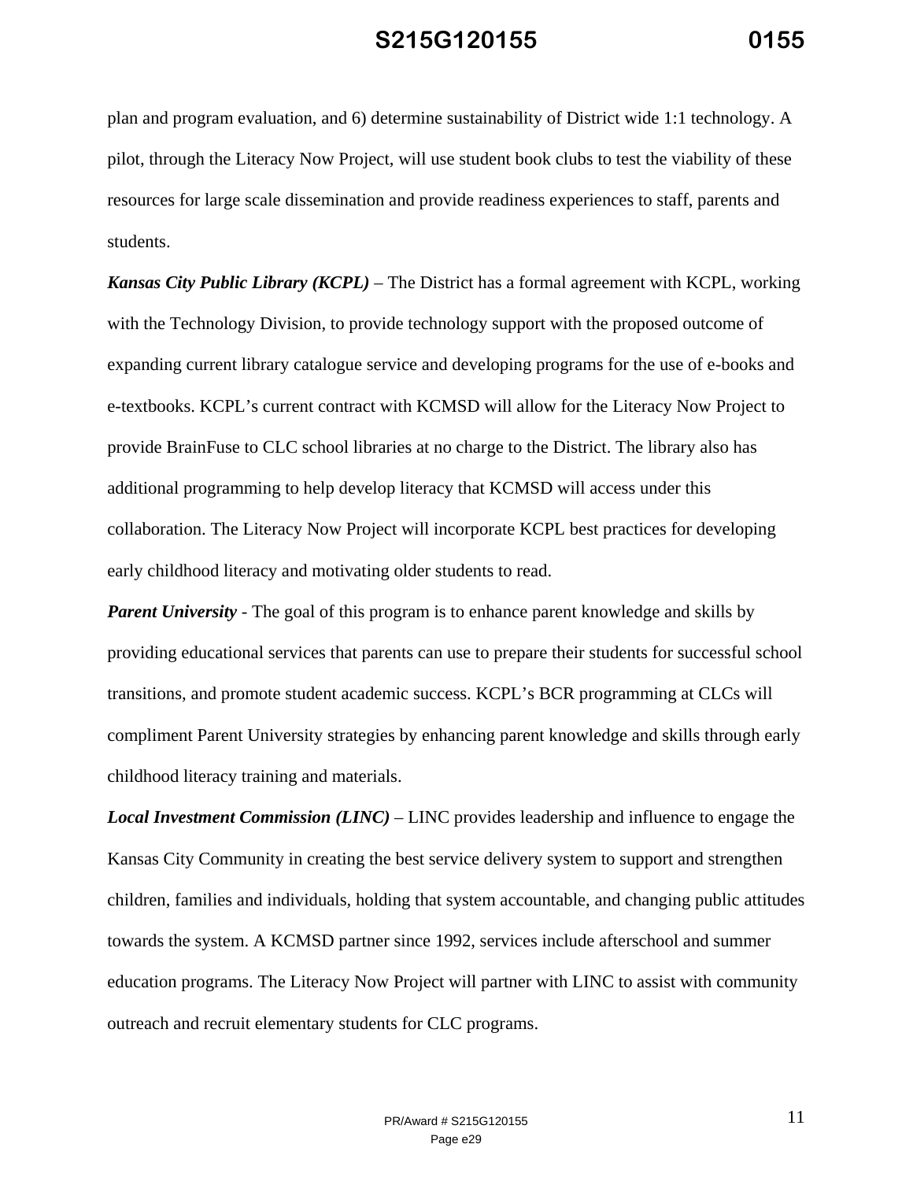plan and program evaluation, and 6) determine sustainability of District wide 1:1 technology. A pilot, through the Literacy Now Project, will use student book clubs to test the viability of these resources for large scale dissemination and provide readiness experiences to staff, parents and students.

***Kansas City Public Library (KCPL)*** – The District has a formal agreement with KCPL, working with the Technology Division, to provide technology support with the proposed outcome of expanding current library catalogue service and developing programs for the use of e-books and e-textbooks. KCPL's current contract with KCMSD will allow for the Literacy Now Project to provide BrainFuse to CLC school libraries at no charge to the District. The library also has additional programming to help develop literacy that KCMSD will access under this collaboration. The Literacy Now Project will incorporate KCPL best practices for developing early childhood literacy and motivating older students to read.

***Parent University*** - The goal of this program is to enhance parent knowledge and skills by providing educational services that parents can use to prepare their students for successful school transitions, and promote student academic success. KCPL's BCR programming at CLCs will compliment Parent University strategies by enhancing parent knowledge and skills through early childhood literacy training and materials.

***Local Investment Commission (LINC)*** – LINC provides leadership and influence to engage the Kansas City Community in creating the best service delivery system to support and strengthen children, families and individuals, holding that system accountable, and changing public attitudes towards the system. A KCMSD partner since 1992, services include afterschool and summer education programs. The Literacy Now Project will partner with LINC to assist with community outreach and recruit elementary students for CLC programs.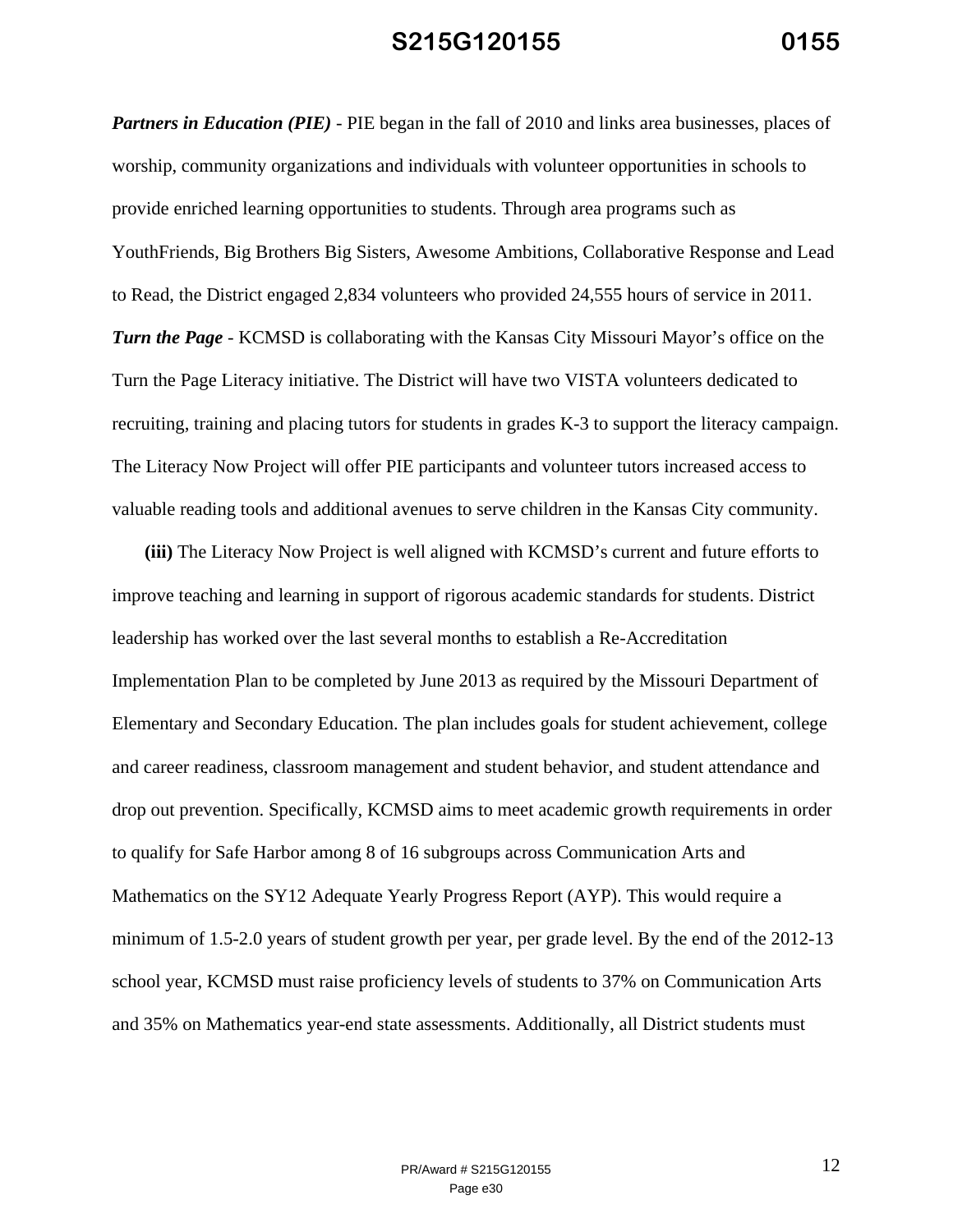***Partners in Education (PIE)*** - PIE began in the fall of 2010 and links area businesses, places of worship, community organizations and individuals with volunteer opportunities in schools to provide enriched learning opportunities to students. Through area programs such as YouthFriends, Big Brothers Big Sisters, Awesome Ambitions, Collaborative Response and Lead to Read, the District engaged 2,834 volunteers who provided 24,555 hours of service in 2011.

***Turn the Page*** - KCMSD is collaborating with the Kansas City Missouri Mayor's office on the Turn the Page Literacy initiative. The District will have two VISTA volunteers dedicated to recruiting, training and placing tutors for students in grades K-3 to support the literacy campaign. The Literacy Now Project will offer PIE participants and volunteer tutors increased access to valuable reading tools and additional avenues to serve children in the Kansas City community.

**(iii)** The Literacy Now Project is well aligned with KCMSD's current and future efforts to improve teaching and learning in support of rigorous academic standards for students. District leadership has worked over the last several months to establish a Re-Accreditation Implementation Plan to be completed by June 2013 as required by the Missouri Department of Elementary and Secondary Education. The plan includes goals for student achievement, college and career readiness, classroom management and student behavior, and student attendance and drop out prevention. Specifically, KCMSD aims to meet academic growth requirements in order to qualify for Safe Harbor among 8 of 16 subgroups across Communication Arts and Mathematics on the SY12 Adequate Yearly Progress Report (AYP). This would require a minimum of 1.5-2.0 years of student growth per year, per grade level. By the end of the 2012-13 school year, KCMSD must raise proficiency levels of students to 37% on Communication Arts and 35% on Mathematics year-end state assessments. Additionally, all District students must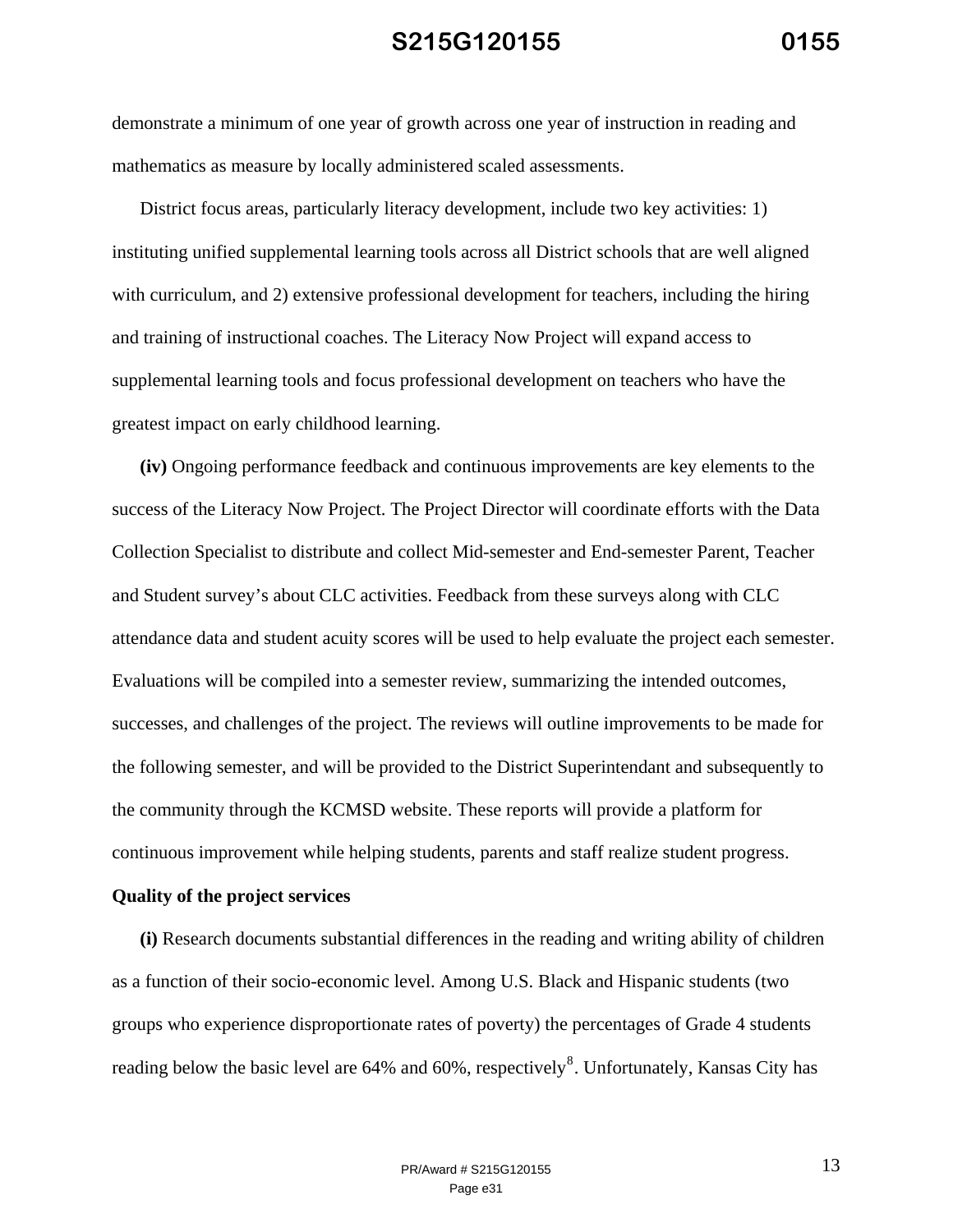demonstrate a minimum of one year of growth across one year of instruction in reading and mathematics as measure by locally administered scaled assessments.

District focus areas, particularly literacy development, include two key activities: 1) instituting unified supplemental learning tools across all District schools that are well aligned with curriculum, and 2) extensive professional development for teachers, including the hiring and training of instructional coaches. The Literacy Now Project will expand access to supplemental learning tools and focus professional development on teachers who have the greatest impact on early childhood learning.

**(iv)** Ongoing performance feedback and continuous improvements are key elements to the success of the Literacy Now Project. The Project Director will coordinate efforts with the Data Collection Specialist to distribute and collect Mid-semester and End-semester Parent, Teacher and Student survey's about CLC activities. Feedback from these surveys along with CLC attendance data and student acuity scores will be used to help evaluate the project each semester. Evaluations will be compiled into a semester review, summarizing the intended outcomes, successes, and challenges of the project. The reviews will outline improvements to be made for the following semester, and will be provided to the District Superintendant and subsequently to the community through the KCMSD website. These reports will provide a platform for continuous improvement while helping students, parents and staff realize student progress.

**Quality of the project services**

**(i)** Research documents substantial differences in the reading and writing ability of children as a function of their socio-economic level. Among U.S. Black and Hispanic students (two groups who experience disproportionate rates of poverty) the percentages of Grade 4 students reading below the basic level are 64% and 60%, respectively[8]. Unfortunately, Kansas City has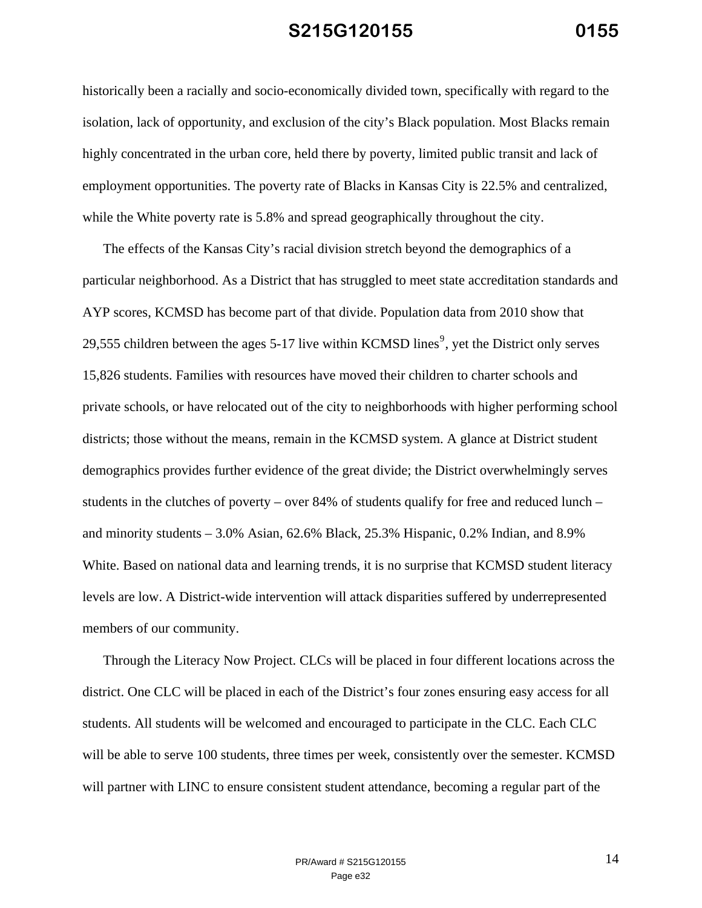historically been a racially and socio-economically divided town, specifically with regard to the isolation, lack of opportunity, and exclusion of the city's Black population. Most Blacks remain highly concentrated in the urban core, held there by poverty, limited public transit and lack of employment opportunities. The poverty rate of Blacks in Kansas City is 22.5% and centralized, while the White poverty rate is 5.8% and spread geographically throughout the city.

The effects of the Kansas City's racial division stretch beyond the demographics of a particular neighborhood. As a District that has struggled to meet state accreditation standards and AYP scores, KCMSD has become part of that divide. Population data from 2010 show that 29,555 children between the ages 5-17 live within KCMSD lines[9], yet the District only serves 15,826 students. Families with resources have moved their children to charter schools and private schools, or have relocated out of the city to neighborhoods with higher performing school districts; those without the means, remain in the KCMSD system. A glance at District student demographics provides further evidence of the great divide; the District overwhelmingly serves students in the clutches of poverty – over 84% of students qualify for free and reduced lunch – and minority students – 3.0% Asian, 62.6% Black, 25.3% Hispanic, 0.2% Indian, and 8.9% White. Based on national data and learning trends, it is no surprise that KCMSD student literacy levels are low. A District-wide intervention will attack disparities suffered by underrepresented members of our community.

Through the Literacy Now Project. CLCs will be placed in four different locations across the district. One CLC will be placed in each of the District's four zones ensuring easy access for all students. All students will be welcomed and encouraged to participate in the CLC. Each CLC will be able to serve 100 students, three times per week, consistently over the semester. KCMSD will partner with LINC to ensure consistent student attendance, becoming a regular part of the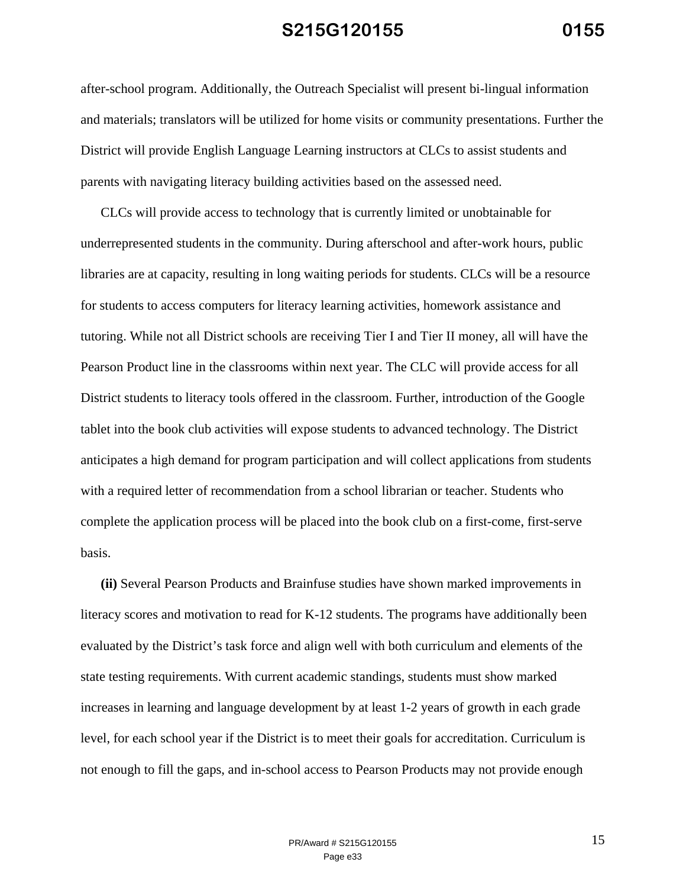after-school program. Additionally, the Outreach Specialist will present bi-lingual information and materials; translators will be utilized for home visits or community presentations. Further the District will provide English Language Learning instructors at CLCs to assist students and parents with navigating literacy building activities based on the assessed need.

CLCs will provide access to technology that is currently limited or unobtainable for underrepresented students in the community. During afterschool and after-work hours, public libraries are at capacity, resulting in long waiting periods for students. CLCs will be a resource for students to access computers for literacy learning activities, homework assistance and tutoring. While not all District schools are receiving Tier I and Tier II money, all will have the Pearson Product line in the classrooms within next year. The CLC will provide access for all District students to literacy tools offered in the classroom. Further, introduction of the Google tablet into the book club activities will expose students to advanced technology. The District anticipates a high demand for program participation and will collect applications from students with a required letter of recommendation from a school librarian or teacher. Students who complete the application process will be placed into the book club on a first-come, first-serve basis.

**(ii)** Several Pearson Products and Brainfuse studies have shown marked improvements in literacy scores and motivation to read for K-12 students. The programs have additionally been evaluated by the District's task force and align well with both curriculum and elements of the state testing requirements. With current academic standings, students must show marked increases in learning and language development by at least 1-2 years of growth in each grade level, for each school year if the District is to meet their goals for accreditation. Curriculum is not enough to fill the gaps, and in-school access to Pearson Products may not provide enough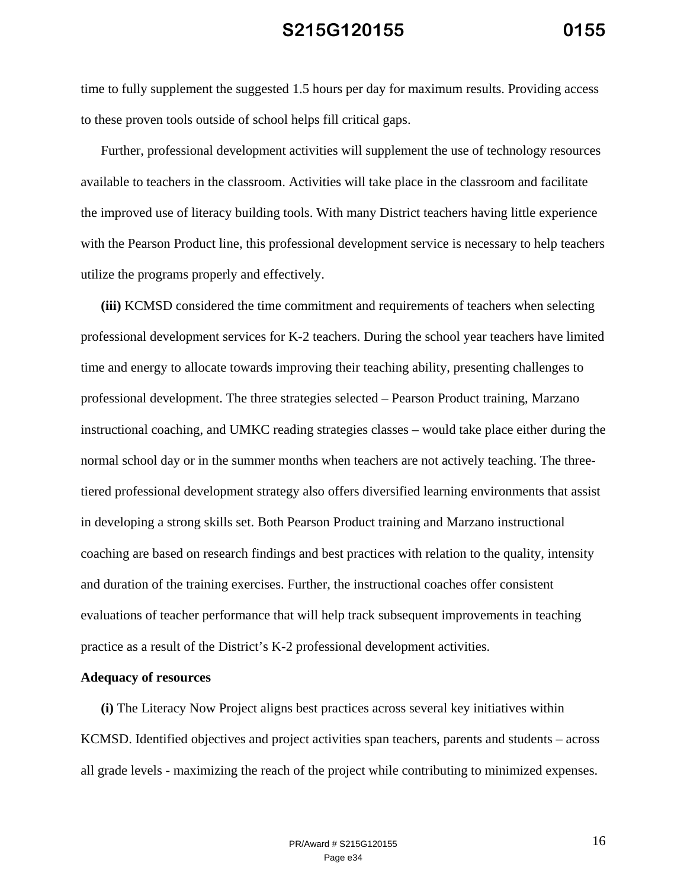time to fully supplement the suggested 1.5 hours per day for maximum results. Providing access to these proven tools outside of school helps fill critical gaps.

Further, professional development activities will supplement the use of technology resources available to teachers in the classroom. Activities will take place in the classroom and facilitate the improved use of literacy building tools. With many District teachers having little experience with the Pearson Product line, this professional development service is necessary to help teachers utilize the programs properly and effectively.

**(iii)** KCMSD considered the time commitment and requirements of teachers when selecting professional development services for K-2 teachers. During the school year teachers have limited time and energy to allocate towards improving their teaching ability, presenting challenges to professional development. The three strategies selected – Pearson Product training, Marzano instructional coaching, and UMKC reading strategies classes – would take place either during the normal school day or in the summer months when teachers are not actively teaching. The three-tiered professional development strategy also offers diversified learning environments that assist in developing a strong skills set. Both Pearson Product training and Marzano instructional coaching are based on research findings and best practices with relation to the quality, intensity and duration of the training exercises. Further, the instructional coaches offer consistent evaluations of teacher performance that will help track subsequent improvements in teaching practice as a result of the District's K-2 professional development activities.

**Adequacy of resources**

**(i)** The Literacy Now Project aligns best practices across several key initiatives within KCMSD. Identified objectives and project activities span teachers, parents and students – across all grade levels - maximizing the reach of the project while contributing to minimized expenses.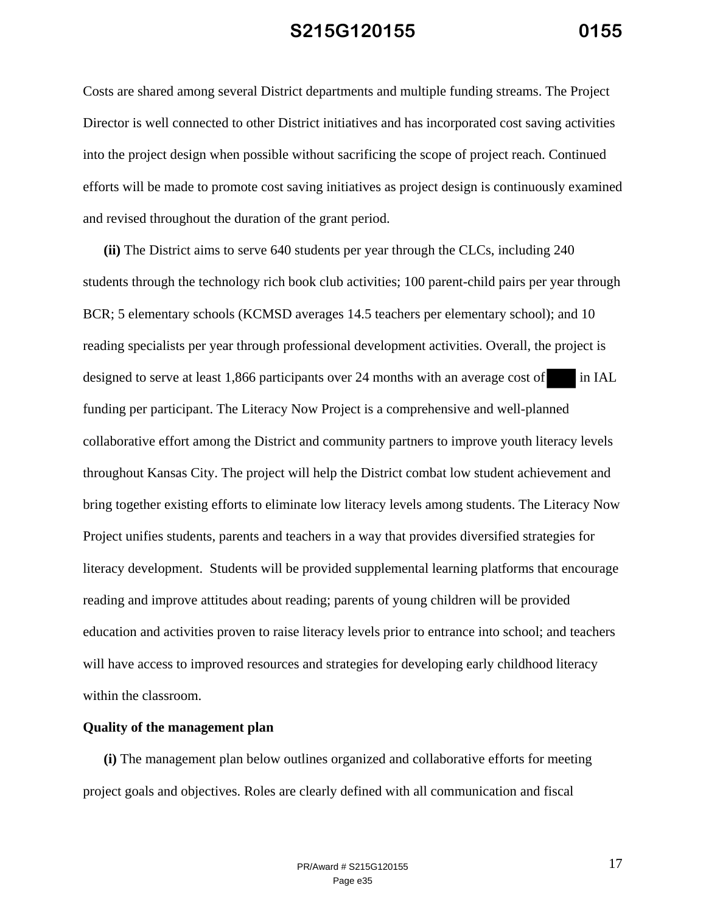Costs are shared among several District departments and multiple funding streams. The Project Director is well connected to other District initiatives and has incorporated cost saving activities into the project design when possible without sacrificing the scope of project reach. Continued efforts will be made to promote cost saving initiatives as project design is continuously examined and revised throughout the duration of the grant period.

**(ii)** The District aims to serve 640 students per year through the CLCs, including 240 students through the technology rich book club activities; 100 parent-child pairs per year through BCR; 5 elementary schools (KCMSD averages 14.5 teachers per elementary school); and 10 reading specialists per year through professional development activities. Overall, the project is designed to serve at least 1,866 participants over 24 months with an average cost of ████ in IAL funding per participant. The Literacy Now Project is a comprehensive and well-planned collaborative effort among the District and community partners to improve youth literacy levels throughout Kansas City. The project will help the District combat low student achievement and bring together existing efforts to eliminate low literacy levels among students. The Literacy Now Project unifies students, parents and teachers in a way that provides diversified strategies for literacy development. Students will be provided supplemental learning platforms that encourage reading and improve attitudes about reading; parents of young children will be provided education and activities proven to raise literacy levels prior to entrance into school; and teachers will have access to improved resources and strategies for developing early childhood literacy within the classroom.

**Quality of the management plan**

**(i)** The management plan below outlines organized and collaborative efforts for meeting project goals and objectives. Roles are clearly defined with all communication and fiscal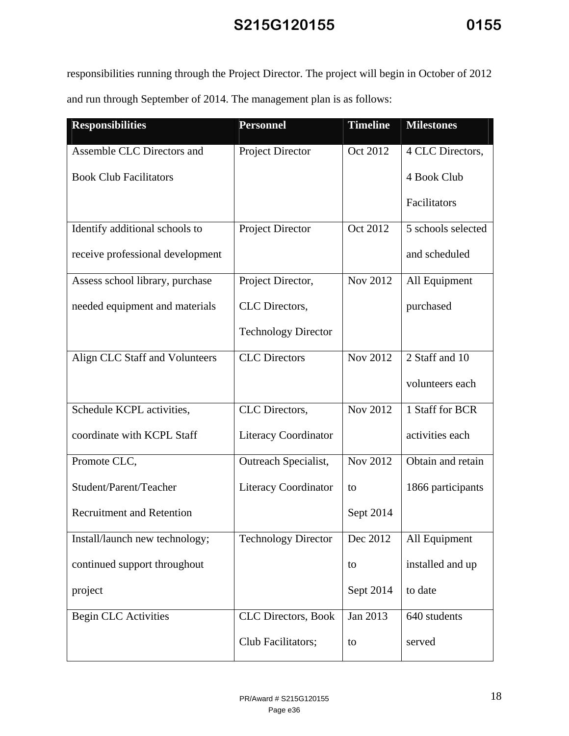responsibilities running through the Project Director. The project will begin in October of 2012 and run through September of 2014. The management plan is as follows:

| Responsibilities | Personnel | Timeline | Milestones |
| --- | --- | --- | --- |
| Assemble CLC Directors and Book Club Facilitators | Project Director | Oct 2012 | 4 CLC Directors, 4 Book Club Facilitators |
| Identify additional schools to receive professional development | Project Director | Oct 2012 | 5 schools selected and scheduled |
| Assess school library, purchase needed equipment and materials | Project Director, CLC Directors, Technology Director | Nov 2012 | All Equipment purchased |
| Align CLC Staff and Volunteers | CLC Directors | Nov 2012 | 2 Staff and 10 volunteers each |
| Schedule KCPL activities, coordinate with KCPL Staff | CLC Directors, Literacy Coordinator | Nov 2012 | 1 Staff for BCR activities each |
| Promote CLC, Student/Parent/Teacher Recruitment and Retention | Outreach Specialist, Literacy Coordinator | Nov 2012 to Sept 2014 | Obtain and retain 1866 participants |
| Install/launch new technology; continued support throughout project | Technology Director | Dec 2012 to Sept 2014 | All Equipment installed and up to date |
| Begin CLC Activities | CLC Directors, Book Club Facilitators; | Jan 2013 to | 640 students served |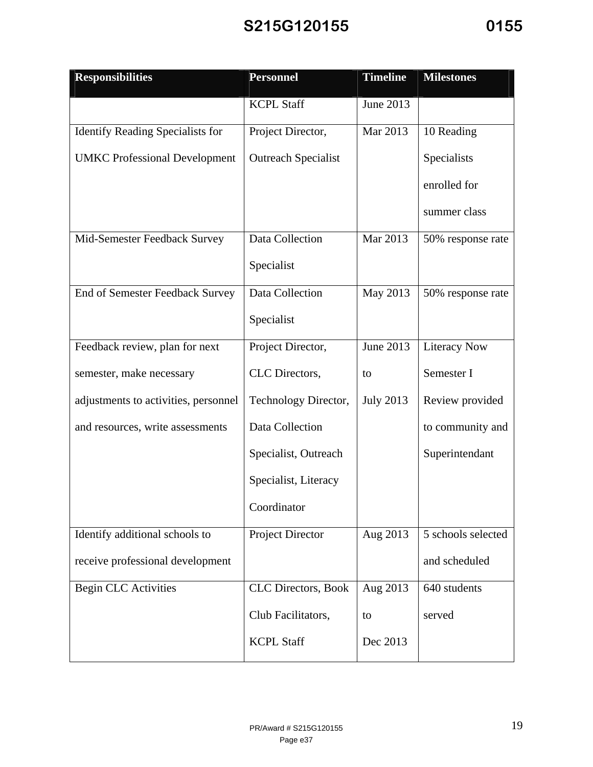| Responsibilities | Personnel | Timeline | Milestones |
|---|---|---|---|
| | KCPL Staff | June 2013 | |
| Identify Reading Specialists for UMKC Professional Development | Project Director, Outreach Specialist | Mar 2013 | 10 Reading Specialists enrolled for summer class |
| Mid-Semester Feedback Survey | Data Collection Specialist | Mar 2013 | 50% response rate |
| End of Semester Feedback Survey | Data Collection Specialist | May 2013 | 50% response rate |
| Feedback review, plan for next semester, make necessary adjustments to activities, personnel and resources, write assessments | Project Director, CLC Directors, Technology Director, Data Collection Specialist, Outreach Specialist, Literacy Coordinator | June 2013 to July 2013 | Literacy Now Semester I Review provided to community and Superintendant |
| Identify additional schools to receive professional development | Project Director | Aug 2013 | 5 schools selected and scheduled |
| Begin CLC Activities | CLC Directors, Book Club Facilitators, KCPL Staff | Aug 2013 to Dec 2013 | 640 students served |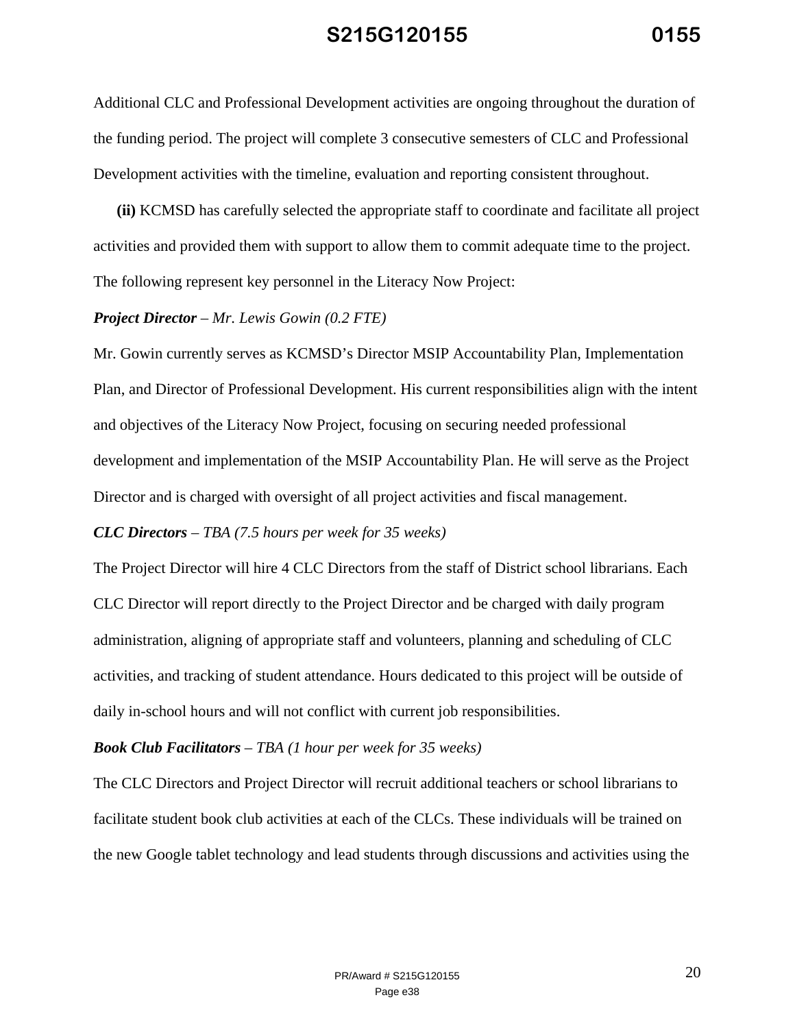Additional CLC and Professional Development activities are ongoing throughout the duration of the funding period. The project will complete 3 consecutive semesters of CLC and Professional Development activities with the timeline, evaluation and reporting consistent throughout.

**(ii)** KCMSD has carefully selected the appropriate staff to coordinate and facilitate all project activities and provided them with support to allow them to commit adequate time to the project. The following represent key personnel in the Literacy Now Project:

***Project Director** – Mr. Lewis Gowin (0.2 FTE)*

Mr. Gowin currently serves as KCMSD's Director MSIP Accountability Plan, Implementation Plan, and Director of Professional Development. His current responsibilities align with the intent and objectives of the Literacy Now Project, focusing on securing needed professional development and implementation of the MSIP Accountability Plan. He will serve as the Project Director and is charged with oversight of all project activities and fiscal management.

***CLC Directors** – TBA (7.5 hours per week for 35 weeks)*

The Project Director will hire 4 CLC Directors from the staff of District school librarians. Each CLC Director will report directly to the Project Director and be charged with daily program administration, aligning of appropriate staff and volunteers, planning and scheduling of CLC activities, and tracking of student attendance. Hours dedicated to this project will be outside of daily in-school hours and will not conflict with current job responsibilities.

***Book Club Facilitators** – TBA (1 hour per week for 35 weeks)*

The CLC Directors and Project Director will recruit additional teachers or school librarians to facilitate student book club activities at each of the CLCs. These individuals will be trained on the new Google tablet technology and lead students through discussions and activities using the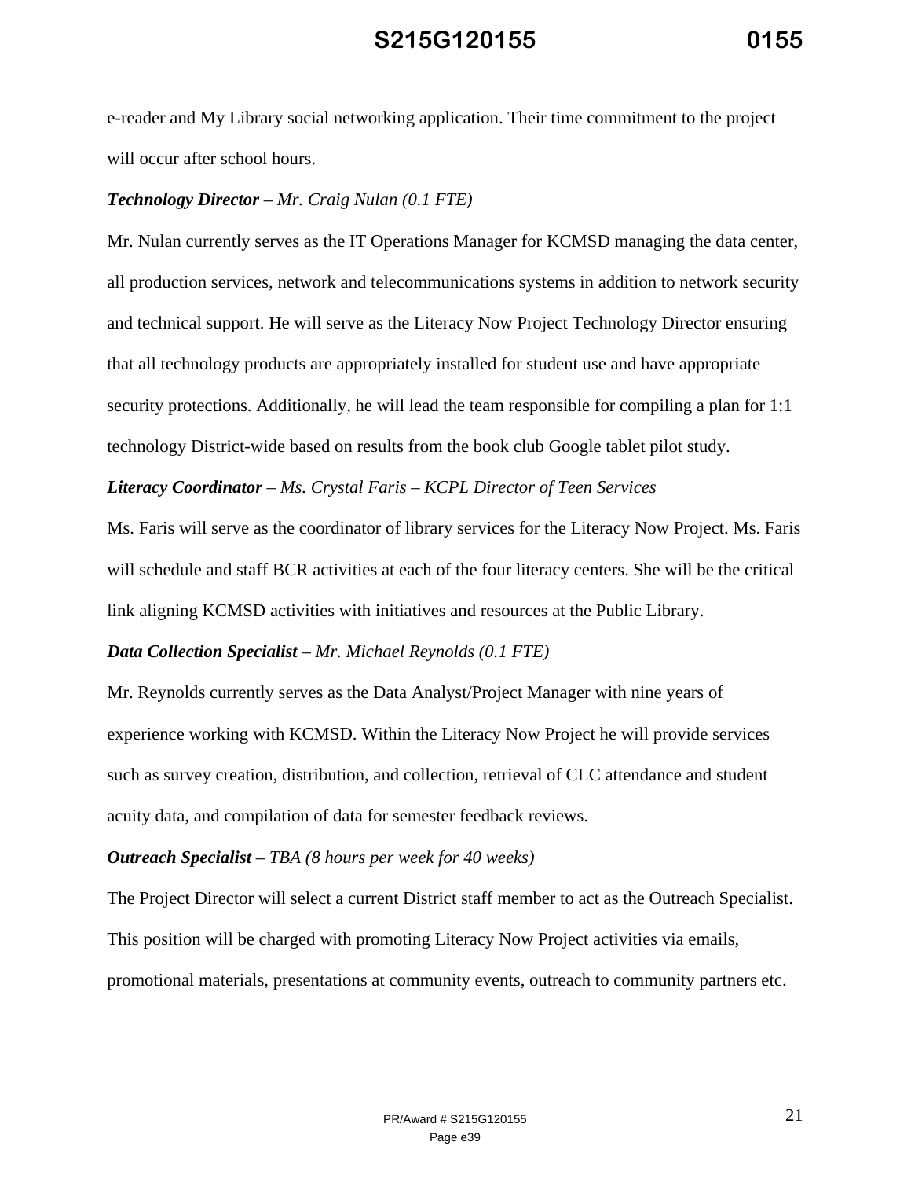e-reader and My Library social networking application. Their time commitment to the project will occur after school hours.

***Technology Director*** *– Mr. Craig Nulan (0.1 FTE)*

Mr. Nulan currently serves as the IT Operations Manager for KCMSD managing the data center, all production services, network and telecommunications systems in addition to network security and technical support. He will serve as the Literacy Now Project Technology Director ensuring that all technology products are appropriately installed for student use and have appropriate security protections. Additionally, he will lead the team responsible for compiling a plan for 1:1 technology District-wide based on results from the book club Google tablet pilot study.

***Literacy Coordinator*** *– Ms. Crystal Faris – KCPL Director of Teen Services*

Ms. Faris will serve as the coordinator of library services for the Literacy Now Project. Ms. Faris will schedule and staff BCR activities at each of the four literacy centers. She will be the critical link aligning KCMSD activities with initiatives and resources at the Public Library.

***Data Collection Specialist*** *– Mr. Michael Reynolds (0.1 FTE)*

Mr. Reynolds currently serves as the Data Analyst/Project Manager with nine years of experience working with KCMSD. Within the Literacy Now Project he will provide services such as survey creation, distribution, and collection, retrieval of CLC attendance and student acuity data, and compilation of data for semester feedback reviews.

***Outreach Specialist*** *– TBA (8 hours per week for 40 weeks)*

The Project Director will select a current District staff member to act as the Outreach Specialist. This position will be charged with promoting Literacy Now Project activities via emails, promotional materials, presentations at community events, outreach to community partners etc.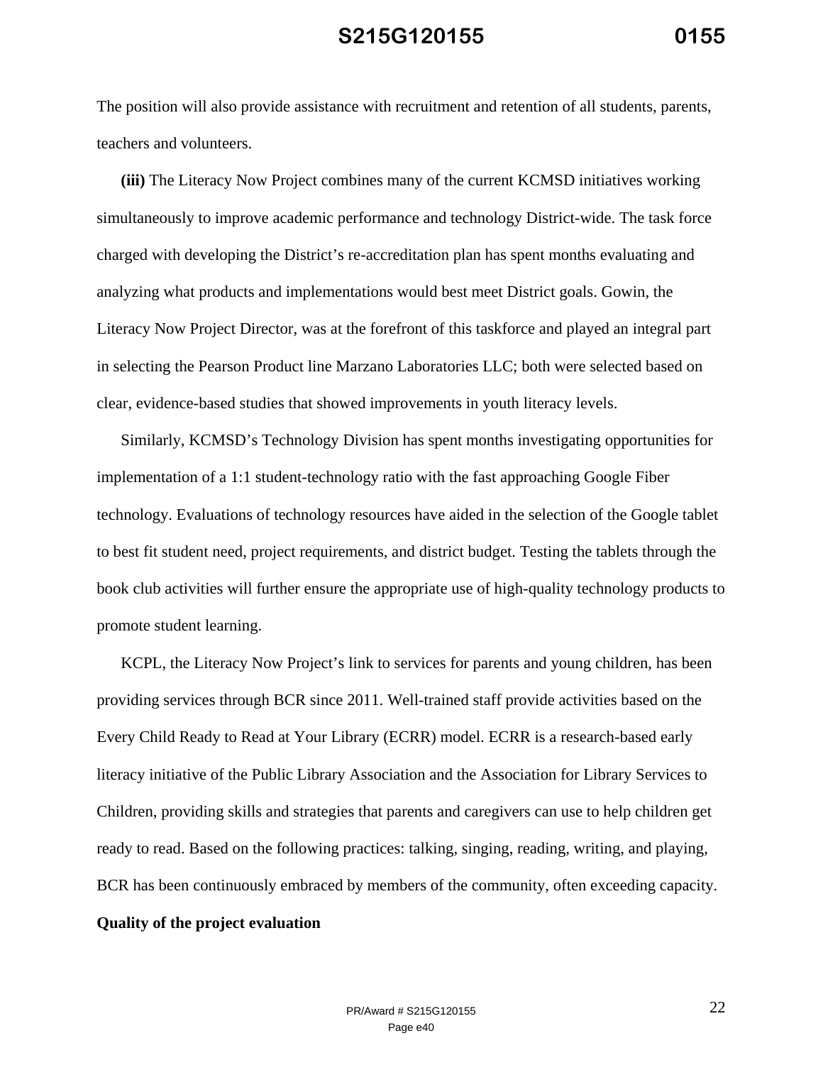The position will also provide assistance with recruitment and retention of all students, parents, teachers and volunteers.

**(iii)** The Literacy Now Project combines many of the current KCMSD initiatives working simultaneously to improve academic performance and technology District-wide. The task force charged with developing the District's re-accreditation plan has spent months evaluating and analyzing what products and implementations would best meet District goals. Gowin, the Literacy Now Project Director, was at the forefront of this taskforce and played an integral part in selecting the Pearson Product line Marzano Laboratories LLC; both were selected based on clear, evidence-based studies that showed improvements in youth literacy levels.

Similarly, KCMSD's Technology Division has spent months investigating opportunities for implementation of a 1:1 student-technology ratio with the fast approaching Google Fiber technology. Evaluations of technology resources have aided in the selection of the Google tablet to best fit student need, project requirements, and district budget. Testing the tablets through the book club activities will further ensure the appropriate use of high-quality technology products to promote student learning.

KCPL, the Literacy Now Project's link to services for parents and young children, has been providing services through BCR since 2011. Well-trained staff provide activities based on the Every Child Ready to Read at Your Library (ECRR) model. ECRR is a research-based early literacy initiative of the Public Library Association and the Association for Library Services to Children, providing skills and strategies that parents and caregivers can use to help children get ready to read. Based on the following practices: talking, singing, reading, writing, and playing, BCR has been continuously embraced by members of the community, often exceeding capacity.

**Quality of the project evaluation**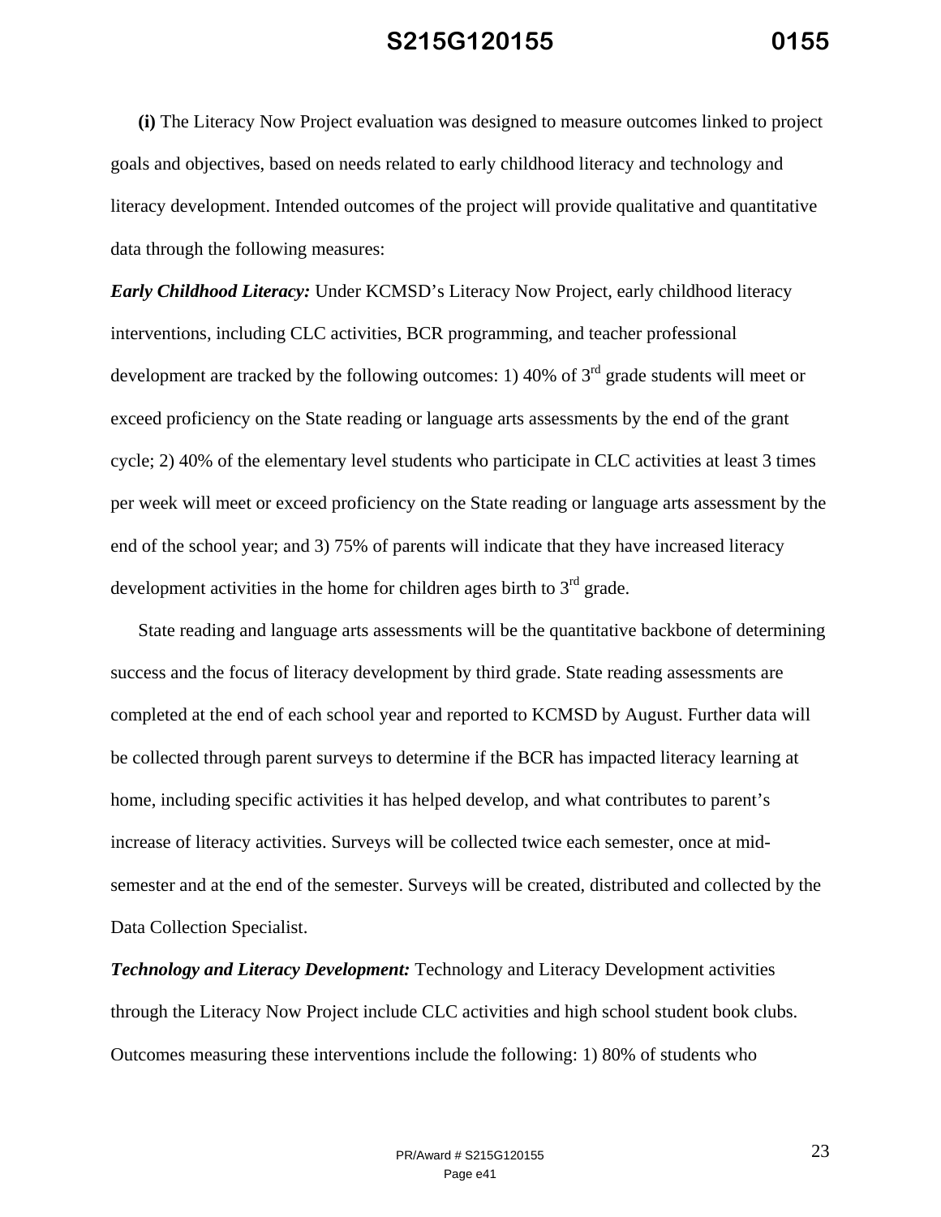**(i)** The Literacy Now Project evaluation was designed to measure outcomes linked to project goals and objectives, based on needs related to early childhood literacy and technology and literacy development. Intended outcomes of the project will provide qualitative and quantitative data through the following measures:

***Early Childhood Literacy:*** Under KCMSD's Literacy Now Project, early childhood literacy interventions, including CLC activities, BCR programming, and teacher professional development are tracked by the following outcomes: 1) 40% of 3rd grade students will meet or exceed proficiency on the State reading or language arts assessments by the end of the grant cycle; 2) 40% of the elementary level students who participate in CLC activities at least 3 times per week will meet or exceed proficiency on the State reading or language arts assessment by the end of the school year; and 3) 75% of parents will indicate that they have increased literacy development activities in the home for children ages birth to 3rd grade.

State reading and language arts assessments will be the quantitative backbone of determining success and the focus of literacy development by third grade. State reading assessments are completed at the end of each school year and reported to KCMSD by August. Further data will be collected through parent surveys to determine if the BCR has impacted literacy learning at home, including specific activities it has helped develop, and what contributes to parent's increase of literacy activities. Surveys will be collected twice each semester, once at mid-semester and at the end of the semester. Surveys will be created, distributed and collected by the Data Collection Specialist.

***Technology and Literacy Development:*** Technology and Literacy Development activities through the Literacy Now Project include CLC activities and high school student book clubs. Outcomes measuring these interventions include the following: 1) 80% of students who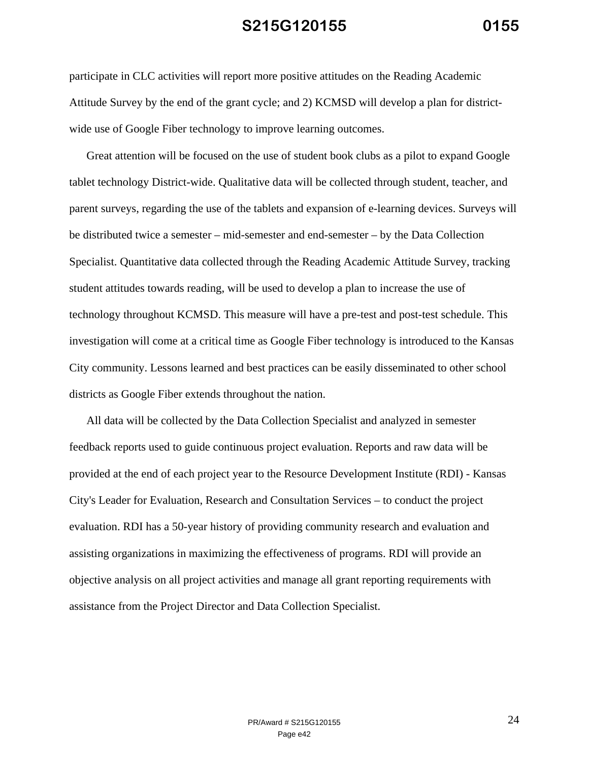participate in CLC activities will report more positive attitudes on the Reading Academic Attitude Survey by the end of the grant cycle; and 2) KCMSD will develop a plan for district-wide use of Google Fiber technology to improve learning outcomes.

Great attention will be focused on the use of student book clubs as a pilot to expand Google tablet technology District-wide. Qualitative data will be collected through student, teacher, and parent surveys, regarding the use of the tablets and expansion of e-learning devices. Surveys will be distributed twice a semester – mid-semester and end-semester – by the Data Collection Specialist. Quantitative data collected through the Reading Academic Attitude Survey, tracking student attitudes towards reading, will be used to develop a plan to increase the use of technology throughout KCMSD. This measure will have a pre-test and post-test schedule. This investigation will come at a critical time as Google Fiber technology is introduced to the Kansas City community. Lessons learned and best practices can be easily disseminated to other school districts as Google Fiber extends throughout the nation.

All data will be collected by the Data Collection Specialist and analyzed in semester feedback reports used to guide continuous project evaluation. Reports and raw data will be provided at the end of each project year to the Resource Development Institute (RDI) - Kansas City's Leader for Evaluation, Research and Consultation Services – to conduct the project evaluation. RDI has a 50-year history of providing community research and evaluation and assisting organizations in maximizing the effectiveness of programs. RDI will provide an objective analysis on all project activities and manage all grant reporting requirements with assistance from the Project Director and Data Collection Specialist.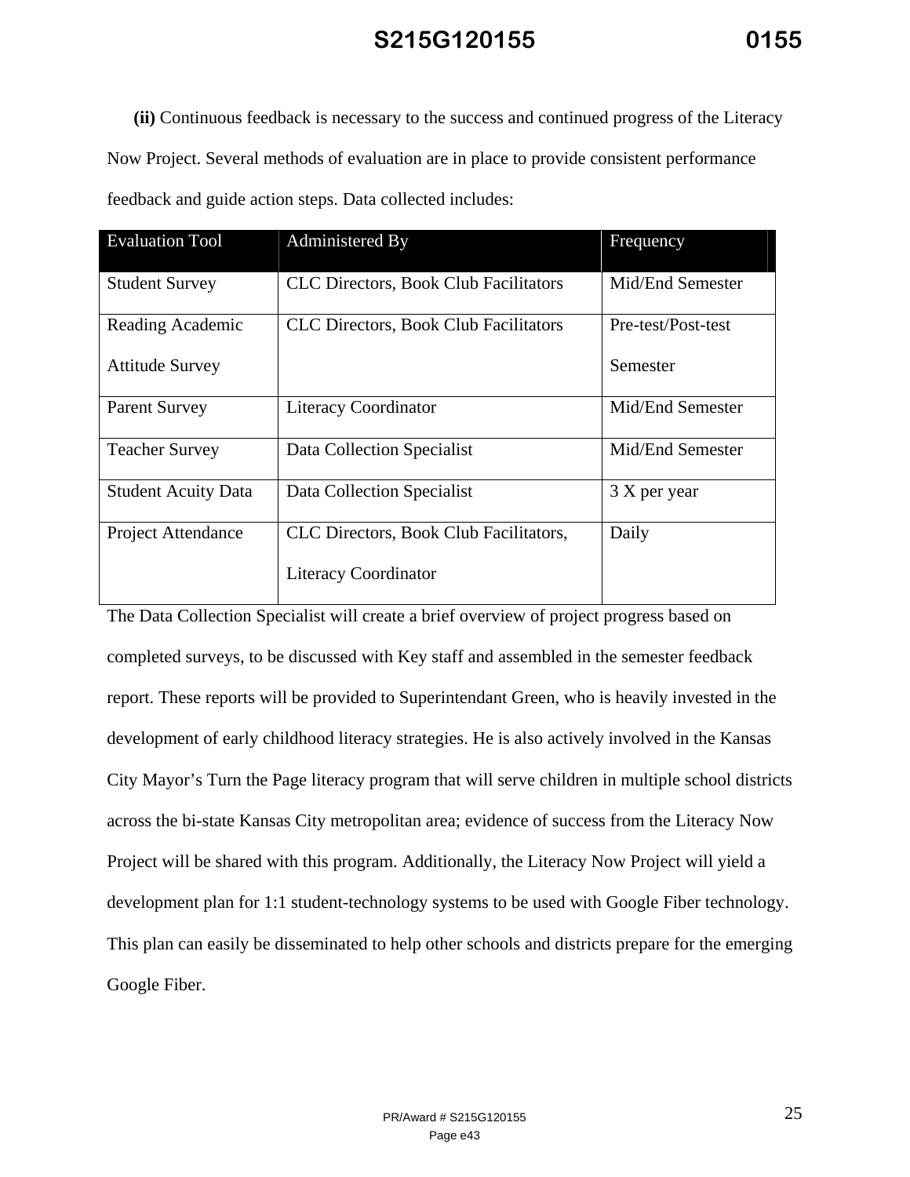**(ii)** Continuous feedback is necessary to the success and continued progress of the Literacy Now Project. Several methods of evaluation are in place to provide consistent performance feedback and guide action steps. Data collected includes:

| Evaluation Tool | Administered By | Frequency |
|---|---|---|
| Student Survey | CLC Directors, Book Club Facilitators | Mid/End Semester |
| Reading Academic Attitude Survey | CLC Directors, Book Club Facilitators | Pre-test/Post-test Semester |
| Parent Survey | Literacy Coordinator | Mid/End Semester |
| Teacher Survey | Data Collection Specialist | Mid/End Semester |
| Student Acuity Data | Data Collection Specialist | 3 X per year |
| Project Attendance | CLC Directors, Book Club Facilitators, Literacy Coordinator | Daily |

The Data Collection Specialist will create a brief overview of project progress based on completed surveys, to be discussed with Key staff and assembled in the semester feedback report. These reports will be provided to Superintendant Green, who is heavily invested in the development of early childhood literacy strategies. He is also actively involved in the Kansas City Mayor's Turn the Page literacy program that will serve children in multiple school districts across the bi-state Kansas City metropolitan area; evidence of success from the Literacy Now Project will be shared with this program. Additionally, the Literacy Now Project will yield a development plan for 1:1 student-technology systems to be used with Google Fiber technology. This plan can easily be disseminated to help other schools and districts prepare for the emerging Google Fiber.